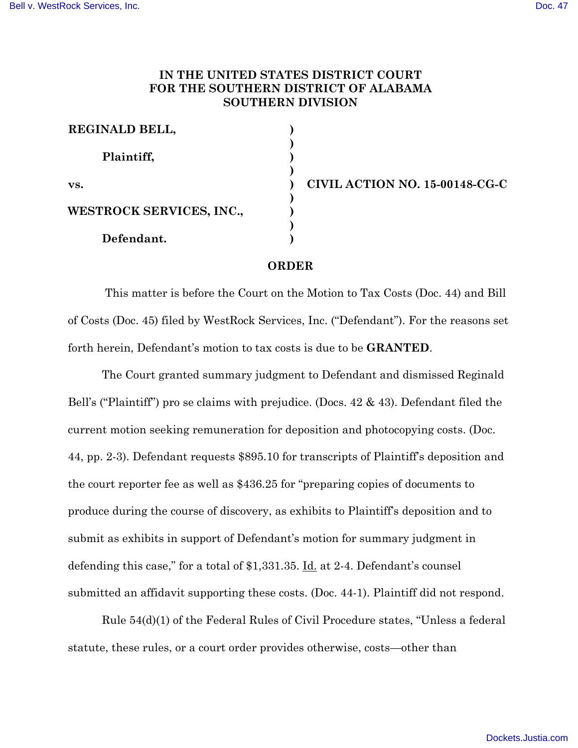**IN THE UNITED STATES DISTRICT COURT FOR THE SOUTHERN DISTRICT OF ALABAMA SOUTHERN DIVISION**

| | | |
|---|---|---|
| **REGINALD BELL,** | ) | |
| | ) | |
| **Plaintiff,** | ) | |
| | ) | |
| **vs.** | ) | **CIVIL ACTION NO. 15-00148-CG-C** |
| | ) | |
| **WESTROCK SERVICES, INC.,** | ) | |
| | ) | |
| **Defendant.** | ) | |

**ORDER**

This matter is before the Court on the Motion to Tax Costs (Doc. 44) and Bill of Costs (Doc. 45) filed by WestRock Services, Inc. ("Defendant"). For the reasons set forth herein, Defendant's motion to tax costs is due to be **GRANTED**.

The Court granted summary judgment to Defendant and dismissed Reginald Bell's ("Plaintiff") pro se claims with prejudice. (Docs. 42 & 43). Defendant filed the current motion seeking remuneration for deposition and photocopying costs. (Doc. 44, pp. 2-3). Defendant requests $895.10 for transcripts of Plaintiff's deposition and the court reporter fee as well as $436.25 for "preparing copies of documents to produce during the course of discovery, as exhibits to Plaintiff's deposition and to submit as exhibits in support of Defendant's motion for summary judgment in defending this case," for a total of $1,331.35. Id. at 2-4. Defendant's counsel submitted an affidavit supporting these costs. (Doc. 44-1). Plaintiff did not respond.

Rule 54(d)(1) of the Federal Rules of Civil Procedure states, "Unless a federal statute, these rules, or a court order provides otherwise, costs—other than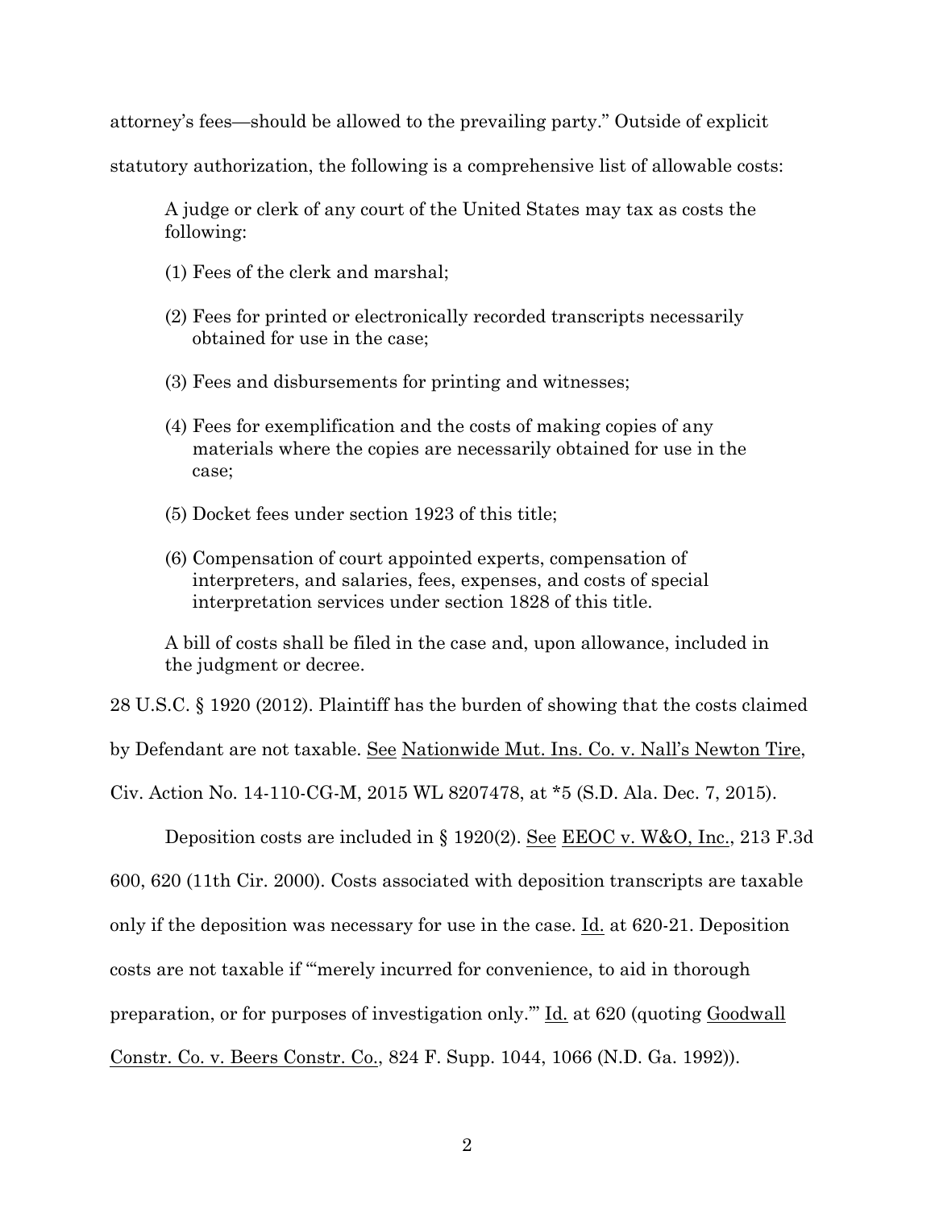attorney's fees—should be allowed to the prevailing party." Outside of explicit statutory authorization, the following is a comprehensive list of allowable costs:

> A judge or clerk of any court of the United States may tax as costs the following:
>
> (1) Fees of the clerk and marshal;
>
> (2) Fees for printed or electronically recorded transcripts necessarily obtained for use in the case;
>
> (3) Fees and disbursements for printing and witnesses;
>
> (4) Fees for exemplification and the costs of making copies of any materials where the copies are necessarily obtained for use in the case;
>
> (5) Docket fees under section 1923 of this title;
>
> (6) Compensation of court appointed experts, compensation of interpreters, and salaries, fees, expenses, and costs of special interpretation services under section 1828 of this title.
>
> A bill of costs shall be filed in the case and, upon allowance, included in the judgment or decree.

28 U.S.C. § 1920 (2012). Plaintiff has the burden of showing that the costs claimed by Defendant are not taxable. <u>See</u> <u>Nationwide Mut. Ins. Co. v. Nall's Newton Tire</u>, Civ. Action No. 14-110-CG-M, 2015 WL 8207478, at *5 (S.D. Ala. Dec. 7, 2015).

Deposition costs are included in § 1920(2). <u>See</u> <u>EEOC v. W&O, Inc.</u>, 213 F.3d 600, 620 (11th Cir. 2000). Costs associated with deposition transcripts are taxable only if the deposition was necessary for use in the case. <u>Id.</u> at 620-21. Deposition costs are not taxable if "'merely incurred for convenience, to aid in thorough preparation, or for purposes of investigation only.'" <u>Id.</u> at 620 (quoting <u>Goodwall Constr. Co. v. Beers Constr. Co.</u>, 824 F. Supp. 1044, 1066 (N.D. Ga. 1992)).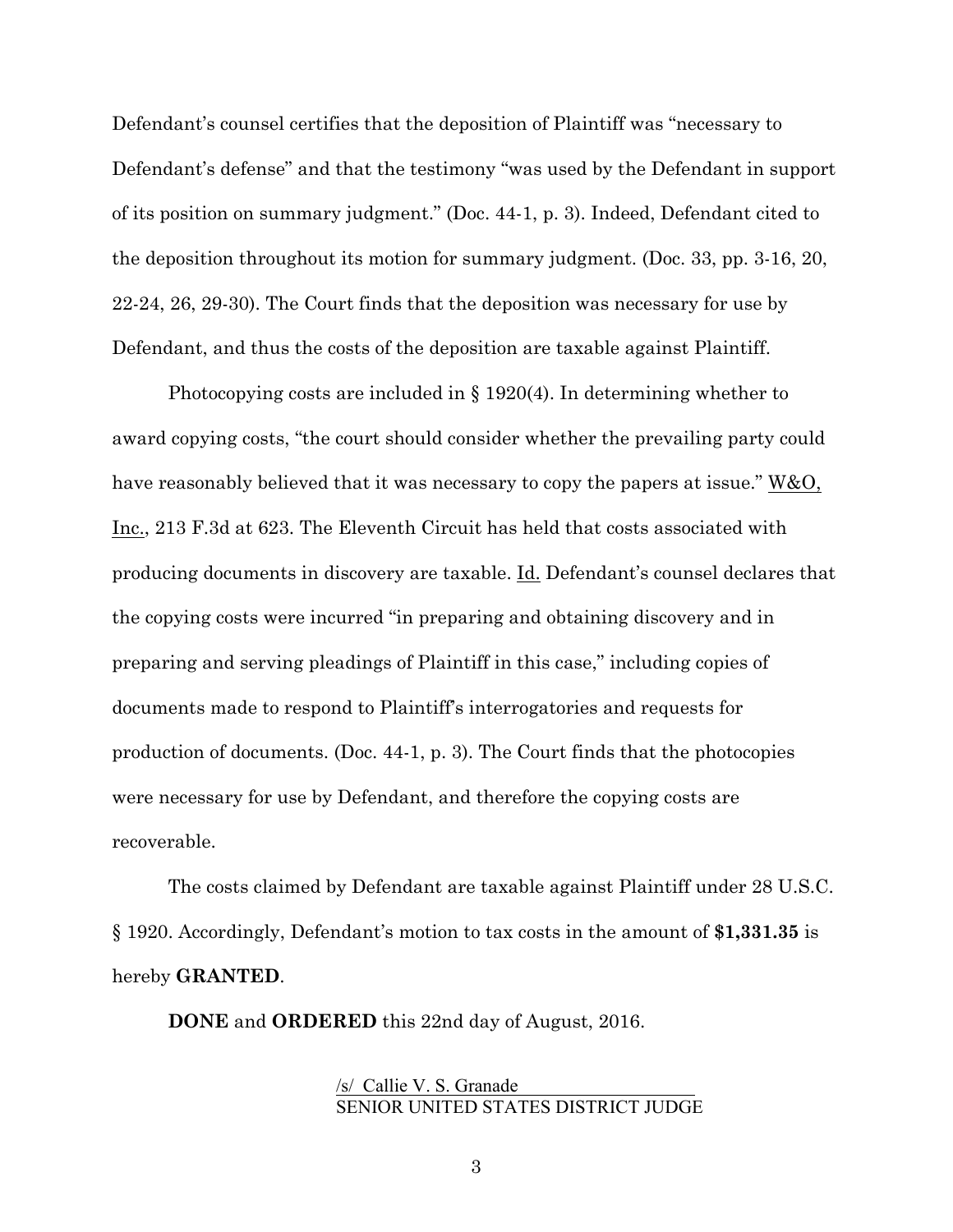Defendant's counsel certifies that the deposition of Plaintiff was "necessary to Defendant's defense" and that the testimony "was used by the Defendant in support of its position on summary judgment." (Doc. 44-1, p. 3). Indeed, Defendant cited to the deposition throughout its motion for summary judgment. (Doc. 33, pp. 3-16, 20, 22-24, 26, 29-30). The Court finds that the deposition was necessary for use by Defendant, and thus the costs of the deposition are taxable against Plaintiff.

Photocopying costs are included in § 1920(4). In determining whether to award copying costs, "the court should consider whether the prevailing party could have reasonably believed that it was necessary to copy the papers at issue." W&O, Inc., 213 F.3d at 623. The Eleventh Circuit has held that costs associated with producing documents in discovery are taxable. Id. Defendant's counsel declares that the copying costs were incurred "in preparing and obtaining discovery and in preparing and serving pleadings of Plaintiff in this case," including copies of documents made to respond to Plaintiff's interrogatories and requests for production of documents. (Doc. 44-1, p. 3). The Court finds that the photocopies were necessary for use by Defendant, and therefore the copying costs are recoverable.

The costs claimed by Defendant are taxable against Plaintiff under 28 U.S.C. § 1920. Accordingly, Defendant's motion to tax costs in the amount of **$1,331.35** is hereby **GRANTED**.

**DONE** and **ORDERED** this 22nd day of August, 2016.

/s/ Callie V. S. Granade
SENIOR UNITED STATES DISTRICT JUDGE